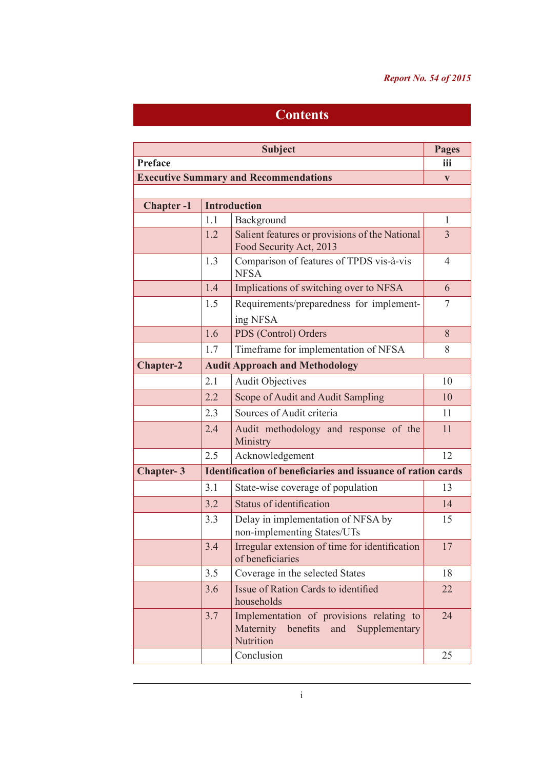*Report No. 54 of 2015*

# Contents

| Subject | | | Pages |
|---|---|---|---|
| **Preface** | | | **iii** |
| **Executive Summary and Recommendations** | | | **v** |
| | | | |
| **Chapter -1** | **Introduction** | | |
| | 1.1 | Background | 1 |
| | 1.2 | Salient features or provisions of the National Food Security Act, 2013 | 3 |
| | 1.3 | Comparison of features of TPDS vis-à-vis NFSA | 4 |
| | 1.4 | Implications of switching over to NFSA | 6 |
| | 1.5 | Requirements/preparedness for implementing NFSA | 7 |
| | 1.6 | PDS (Control) Orders | 8 |
| | 1.7 | Timeframe for implementation of NFSA | 8 |
| **Chapter-2** | **Audit Approach and Methodology** | | |
| | 2.1 | Audit Objectives | 10 |
| | 2.2 | Scope of Audit and Audit Sampling | 10 |
| | 2.3 | Sources of Audit criteria | 11 |
| | 2.4 | Audit methodology and response of the Ministry | 11 |
| | 2.5 | Acknowledgement | 12 |
| **Chapter- 3** | **Identification of beneficiaries and issuance of ration cards** | | |
| | 3.1 | State-wise coverage of population | 13 |
| | 3.2 | Status of identification | 14 |
| | 3.3 | Delay in implementation of NFSA by non-implementing States/UTs | 15 |
| | 3.4 | Irregular extension of time for identification of beneficiaries | 17 |
| | 3.5 | Coverage in the selected States | 18 |
| | 3.6 | Issue of Ration Cards to identified households | 22 |
| | 3.7 | Implementation of provisions relating to Maternity benefits and Supplementary Nutrition | 24 |
| | | Conclusion | 25 |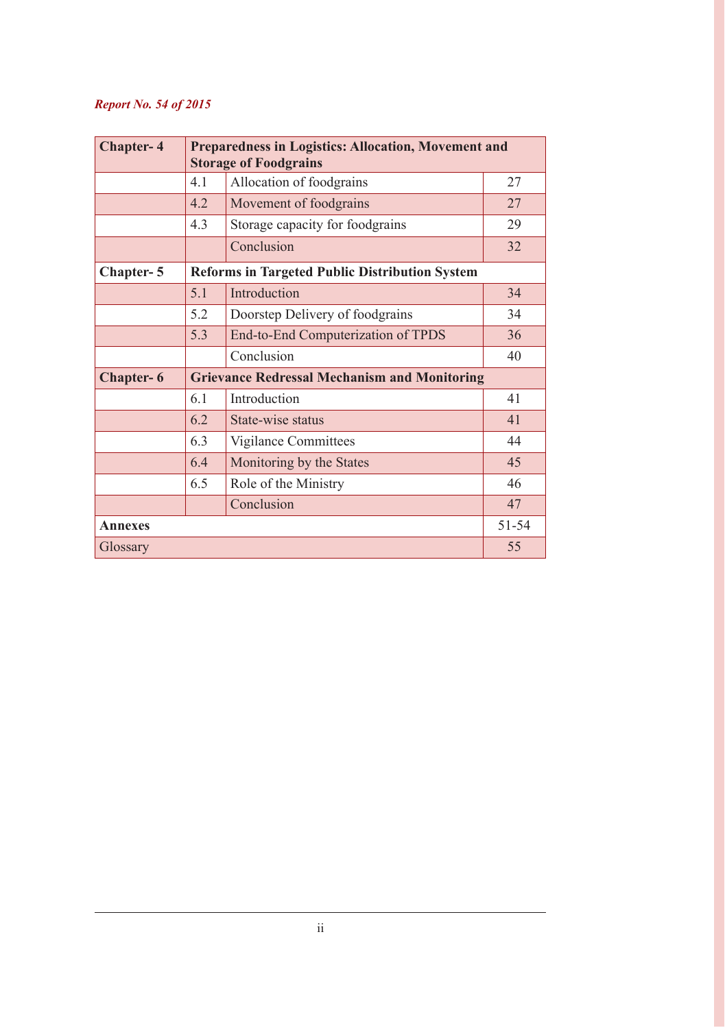*Report No. 54 of 2015*

| | | | |
|---|---|---|---|
| **Chapter- 4** | **Preparedness in Logistics: Allocation, Movement and Storage of Foodgrains** | | |
| | 4.1 | Allocation of foodgrains | 27 |
| | 4.2 | Movement of foodgrains | 27 |
| | 4.3 | Storage capacity for foodgrains | 29 |
| | | Conclusion | 32 |
| **Chapter- 5** | **Reforms in Targeted Public Distribution System** | | |
| | 5.1 | Introduction | 34 |
| | 5.2 | Doorstep Delivery of foodgrains | 34 |
| | 5.3 | End-to-End Computerization of TPDS | 36 |
| | | Conclusion | 40 |
| **Chapter- 6** | **Grievance Redressal Mechanism and Monitoring** | | |
| | 6.1 | Introduction | 41 |
| | 6.2 | State-wise status | 41 |
| | 6.3 | Vigilance Committees | 44 |
| | 6.4 | Monitoring by the States | 45 |
| | 6.5 | Role of the Ministry | 46 |
| | | Conclusion | 47 |
| **Annexes** | | | 51-54 |
| Glossary | | | 55 |